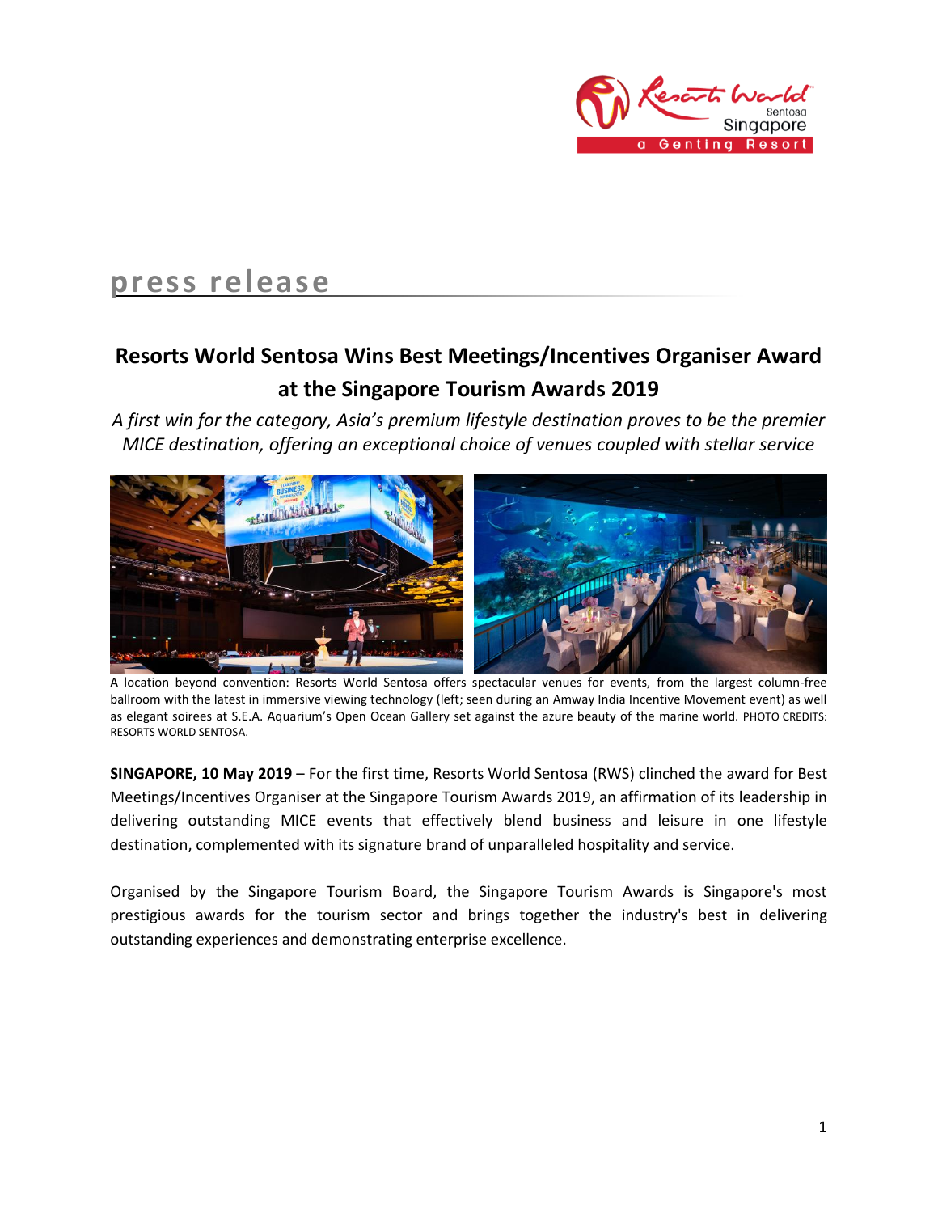press release

# Resorts World Sentosa Wins Best Meetings/Incentives Organiser Award at the Singapore Tourism Awards 2019

*A first win for the category, Asia's premium lifestyle destination proves to be the premier MICE destination, offering an exceptional choice of venues coupled with stellar service*

A location beyond convention: Resorts World Sentosa offers spectacular venues for events, from the largest column-free ballroom with the latest in immersive viewing technology (left; seen during an Amway India Incentive Movement event) as well as elegant soirees at S.E.A. Aquarium's Open Ocean Gallery set against the azure beauty of the marine world. PHOTO CREDITS: RESORTS WORLD SENTOSA.

**SINGAPORE, 10 May 2019** – For the first time, Resorts World Sentosa (RWS) clinched the award for Best Meetings/Incentives Organiser at the Singapore Tourism Awards 2019, an affirmation of its leadership in delivering outstanding MICE events that effectively blend business and leisure in one lifestyle destination, complemented with its signature brand of unparalleled hospitality and service.

Organised by the Singapore Tourism Board, the Singapore Tourism Awards is Singapore's most prestigious awards for the tourism sector and brings together the industry's best in delivering outstanding experiences and demonstrating enterprise excellence.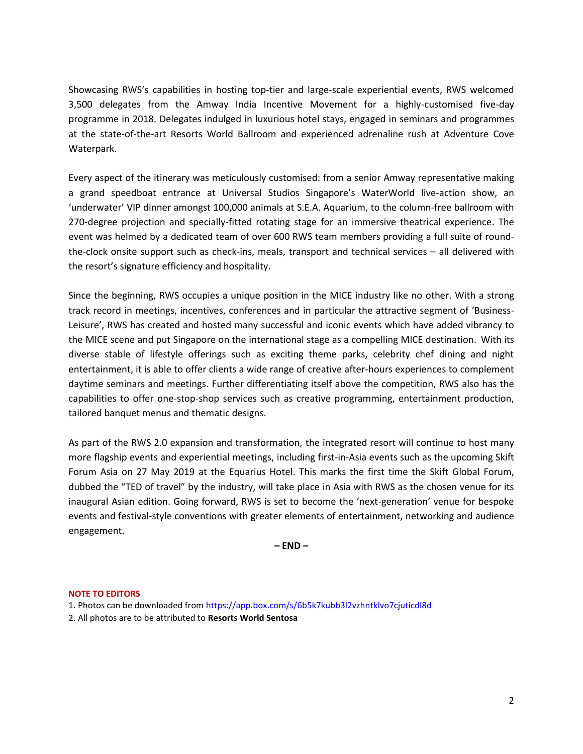Showcasing RWS's capabilities in hosting top-tier and large-scale experiential events, RWS welcomed 3,500 delegates from the Amway India Incentive Movement for a highly-customised five-day programme in 2018. Delegates indulged in luxurious hotel stays, engaged in seminars and programmes at the state-of-the-art Resorts World Ballroom and experienced adrenaline rush at Adventure Cove Waterpark.

Every aspect of the itinerary was meticulously customised: from a senior Amway representative making a grand speedboat entrance at Universal Studios Singapore's WaterWorld live-action show, an 'underwater' VIP dinner amongst 100,000 animals at S.E.A. Aquarium, to the column-free ballroom with 270-degree projection and specially-fitted rotating stage for an immersive theatrical experience. The event was helmed by a dedicated team of over 600 RWS team members providing a full suite of round-the-clock onsite support such as check-ins, meals, transport and technical services – all delivered with the resort's signature efficiency and hospitality.

Since the beginning, RWS occupies a unique position in the MICE industry like no other. With a strong track record in meetings, incentives, conferences and in particular the attractive segment of 'Business-Leisure', RWS has created and hosted many successful and iconic events which have added vibrancy to the MICE scene and put Singapore on the international stage as a compelling MICE destination. With its diverse stable of lifestyle offerings such as exciting theme parks, celebrity chef dining and night entertainment, it is able to offer clients a wide range of creative after-hours experiences to complement daytime seminars and meetings. Further differentiating itself above the competition, RWS also has the capabilities to offer one-stop-shop services such as creative programming, entertainment production, tailored banquet menus and thematic designs.

As part of the RWS 2.0 expansion and transformation, the integrated resort will continue to host many more flagship events and experiential meetings, including first-in-Asia events such as the upcoming Skift Forum Asia on 27 May 2019 at the Equarius Hotel. This marks the first time the Skift Global Forum, dubbed the "TED of travel" by the industry, will take place in Asia with RWS as the chosen venue for its inaugural Asian edition. Going forward, RWS is set to become the 'next-generation' venue for bespoke events and festival-style conventions with greater elements of entertainment, networking and audience engagement.

**– END –**

**NOTE TO EDITORS**

1. Photos can be downloaded from https://app.box.com/s/6b5k7kubb3l2vzhntklvo7cjuticdl8d
2. All photos are to be attributed to **Resorts World Sentosa**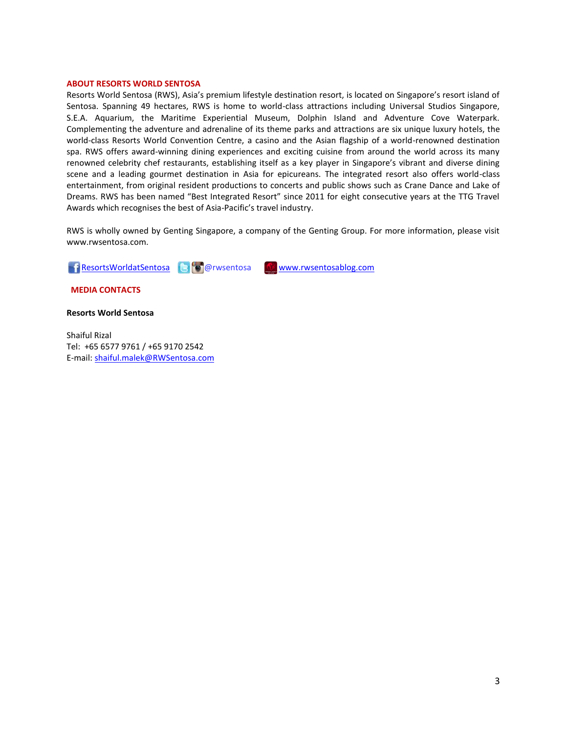## ABOUT RESORTS WORLD SENTOSA

Resorts World Sentosa (RWS), Asia's premium lifestyle destination resort, is located on Singapore's resort island of Sentosa. Spanning 49 hectares, RWS is home to world-class attractions including Universal Studios Singapore, S.E.A. Aquarium, the Maritime Experiential Museum, Dolphin Island and Adventure Cove Waterpark. Complementing the adventure and adrenaline of its theme parks and attractions are six unique luxury hotels, the world-class Resorts World Convention Centre, a casino and the Asian flagship of a world-renowned destination spa. RWS offers award-winning dining experiences and exciting cuisine from around the world across its many renowned celebrity chef restaurants, establishing itself as a key player in Singapore's vibrant and diverse dining scene and a leading gourmet destination in Asia for epicureans. The integrated resort also offers world-class entertainment, from original resident productions to concerts and public shows such as Crane Dance and Lake of Dreams. RWS has been named "Best Integrated Resort" since 2011 for eight consecutive years at the TTG Travel Awards which recognises the best of Asia-Pacific's travel industry.

RWS is wholly owned by Genting Singapore, a company of the Genting Group. For more information, please visit www.rwsentosa.com.

ResortsWorldatSentosa @rwsentosa www.rwsentosablog.com

## MEDIA CONTACTS

**Resorts World Sentosa**

Shaiful Rizal
Tel: +65 6577 9761 / +65 9170 2542
E-mail: shaiful.malek@RWSentosa.com